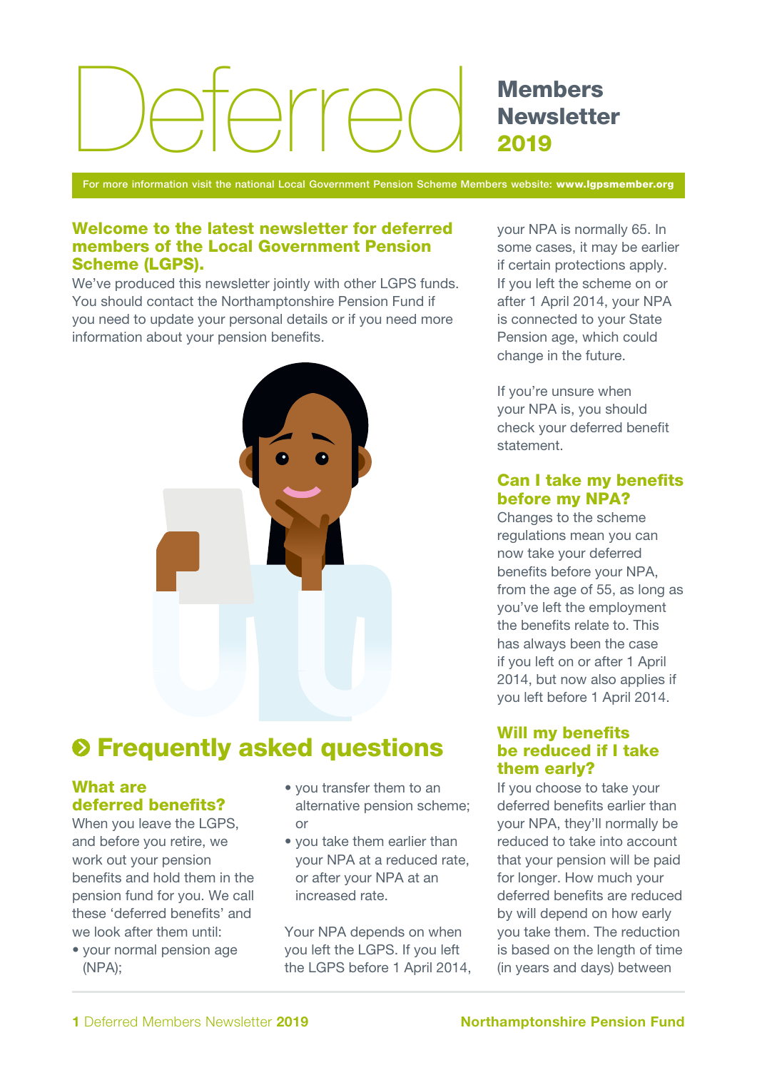# Deferred Members Newsletter 2019

For more information visit the national Local Government Pension Scheme Members website: **www.lgpsmember.org**

## Welcome to the latest newsletter for deferred members of the Local Government Pension Scheme (LGPS).

We've produced this newsletter jointly with other LGPS funds. You should contact the Northamptonshire Pension Fund if you need to update your personal details or if you need more information about your pension benefits.

## Frequently asked questions

### What are deferred benefits?

When you leave the LGPS, and before you retire, we work out your pension benefits and hold them in the pension fund for you. We call these 'deferred benefits' and we look after them until:

- your normal pension age (NPA);
- you transfer them to an alternative pension scheme; or
- you take them earlier than your NPA at a reduced rate, or after your NPA at an increased rate.

Your NPA depends on when you left the LGPS. If you left the LGPS before 1 April 2014, your NPA is normally 65. In some cases, it may be earlier if certain protections apply. If you left the scheme on or after 1 April 2014, your NPA is connected to your State Pension age, which could change in the future.

If you're unsure when your NPA is, you should check your deferred benefit statement.

### Can I take my benefits before my NPA?

Changes to the scheme regulations mean you can now take your deferred benefits before your NPA, from the age of 55, as long as you've left the employment the benefits relate to. This has always been the case if you left on or after 1 April 2014, but now also applies if you left before 1 April 2014.

### Will my benefits be reduced if I take them early?

If you choose to take your deferred benefits earlier than your NPA, they'll normally be reduced to take into account that your pension will be paid for longer. How much your deferred benefits are reduced by will depend on how early you take them. The reduction is based on the length of time (in years and days) between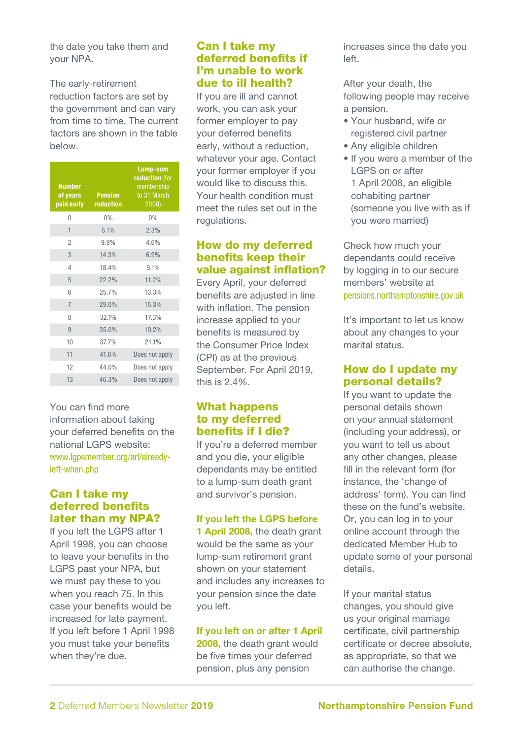the date you take them and your NPA.

The early-retirement reduction factors are set by the government and can vary from time to time. The current factors are shown in the table below.

| Number of years paid early | Pension reduction | Lump-sum reduction (for membership to 31 March 2008) |
|---|---|---|
| 0 | 0% | 0% |
| 1 | 5.1% | 2.3% |
| 2 | 9.9% | 4.6% |
| 3 | 14.3% | 6.9% |
| 4 | 18.4% | 9.1% |
| 5 | 22.2% | 11.2% |
| 6 | 25.7% | 13.3% |
| 7 | 29.0% | 15.3% |
| 8 | 32.1% | 17.3% |
| 9 | 35.0% | 19.2% |
| 10 | 37.7% | 21.1% |
| 11 | 41.6% | Does not apply |
| 12 | 44.0% | Does not apply |
| 13 | 46.3% | Does not apply |

You can find more information about taking your deferred benefits on the national LGPS website: www.lgpsmember.org/arl/already-left-when.php

## Can I take my deferred benefits later than my NPA?

If you left the LGPS after 1 April 1998, you can choose to leave your benefits in the LGPS past your NPA, but we must pay these to you when you reach 75. In this case your benefits would be increased for late payment. If you left before 1 April 1998 you must take your benefits when they're due.

## Can I take my deferred benefits if I'm unable to work due to ill health?

If you are ill and cannot work, you can ask your former employer to pay your deferred benefits early, without a reduction, whatever your age. Contact your former employer if you would like to discuss this. Your health condition must meet the rules set out in the regulations.

## How do my deferred benefits keep their value against inflation?

Every April, your deferred benefits are adjusted in line with inflation. The pension increase applied to your benefits is measured by the Consumer Price Index (CPI) as at the previous September. For April 2019, this is 2.4%.

## What happens to my deferred benefits if I die?

If you're a deferred member and you die, your eligible dependants may be entitled to a lump-sum death grant and survivor's pension.

**If you left the LGPS before 1 April 2008,** the death grant would be the same as your lump-sum retirement grant shown on your statement and includes any increases to your pension since the date you left.

**If you left on or after 1 April 2008,** the death grant would be five times your deferred pension, plus any pension increases since the date you left.

After your death, the following people may receive a pension.

- Your husband, wife or registered civil partner
- Any eligible children
- If you were a member of the LGPS on or after 1 April 2008, an eligible cohabiting partner (someone you live with as if you were married)

Check how much your dependants could receive by logging in to our secure members' website at pensions.northamptonshire.gov.uk

It's important to let us know about any changes to your marital status.

## How do I update my personal details?

If you want to update the personal details shown on your annual statement (including your address), or you want to tell us about any other changes, please fill in the relevant form (for instance, the 'change of address' form). You can find these on the fund's website. Or, you can log in to your online account through the dedicated Member Hub to update some of your personal details.

If your marital status changes, you should give us your original marriage certificate, civil partnership certificate or decree absolute, as appropriate, so that we can authorise the change.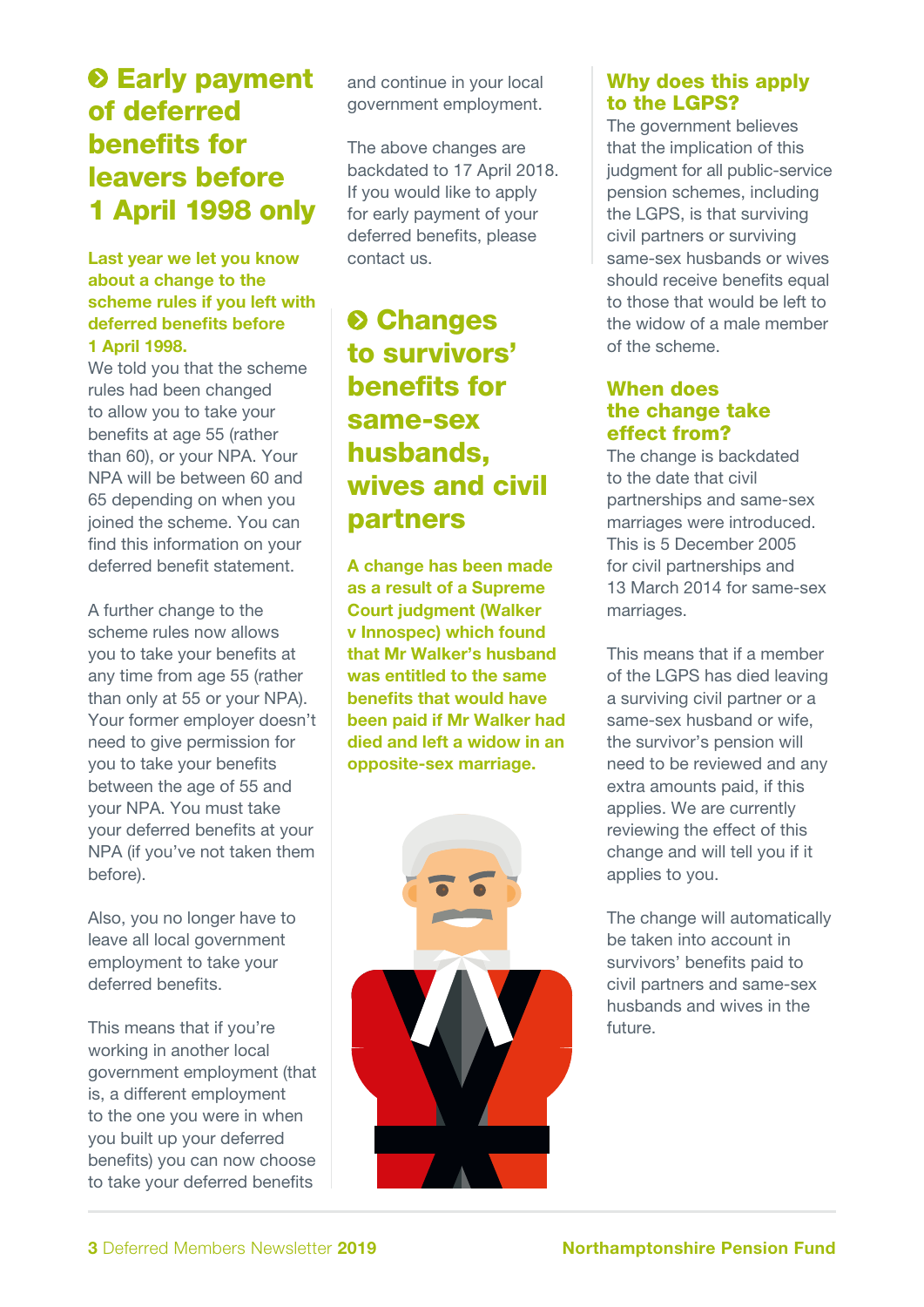## Early payment of deferred benefits for leavers before 1 April 1998 only

**Last year we let you know about a change to the scheme rules if you left with deferred benefits before 1 April 1998.**

We told you that the scheme rules had been changed to allow you to take your benefits at age 55 (rather than 60), or your NPA. Your NPA will be between 60 and 65 depending on when you joined the scheme. You can find this information on your deferred benefit statement.

A further change to the scheme rules now allows you to take your benefits at any time from age 55 (rather than only at 55 or your NPA). Your former employer doesn't need to give permission for you to take your benefits between the age of 55 and your NPA. You must take your deferred benefits at your NPA (if you've not taken them before).

Also, you no longer have to leave all local government employment to take your deferred benefits.

This means that if you're working in another local government employment (that is, a different employment to the one you were in when you built up your deferred benefits) you can now choose to take your deferred benefits and continue in your local government employment.

The above changes are backdated to 17 April 2018. If you would like to apply for early payment of your deferred benefits, please contact us.

## Changes to survivors' benefits for same-sex husbands, wives and civil partners

**A change has been made as a result of a Supreme Court judgment (Walker v Innospec) which found that Mr Walker's husband was entitled to the same benefits that would have been paid if Mr Walker had died and left a widow in an opposite-sex marriage.**

### Why does this apply to the LGPS?

The government believes that the implication of this judgment for all public-service pension schemes, including the LGPS, is that surviving civil partners or surviving same-sex husbands or wives should receive benefits equal to those that would be left to the widow of a male member of the scheme.

### When does the change take effect from?

The change is backdated to the date that civil partnerships and same-sex marriages were introduced. This is 5 December 2005 for civil partnerships and 13 March 2014 for same-sex marriages.

This means that if a member of the LGPS has died leaving a surviving civil partner or a same-sex husband or wife, the survivor's pension will need to be reviewed and any extra amounts paid, if this applies. We are currently reviewing the effect of this change and will tell you if it applies to you.

The change will automatically be taken into account in survivors' benefits paid to civil partners and same-sex husbands and wives in the future.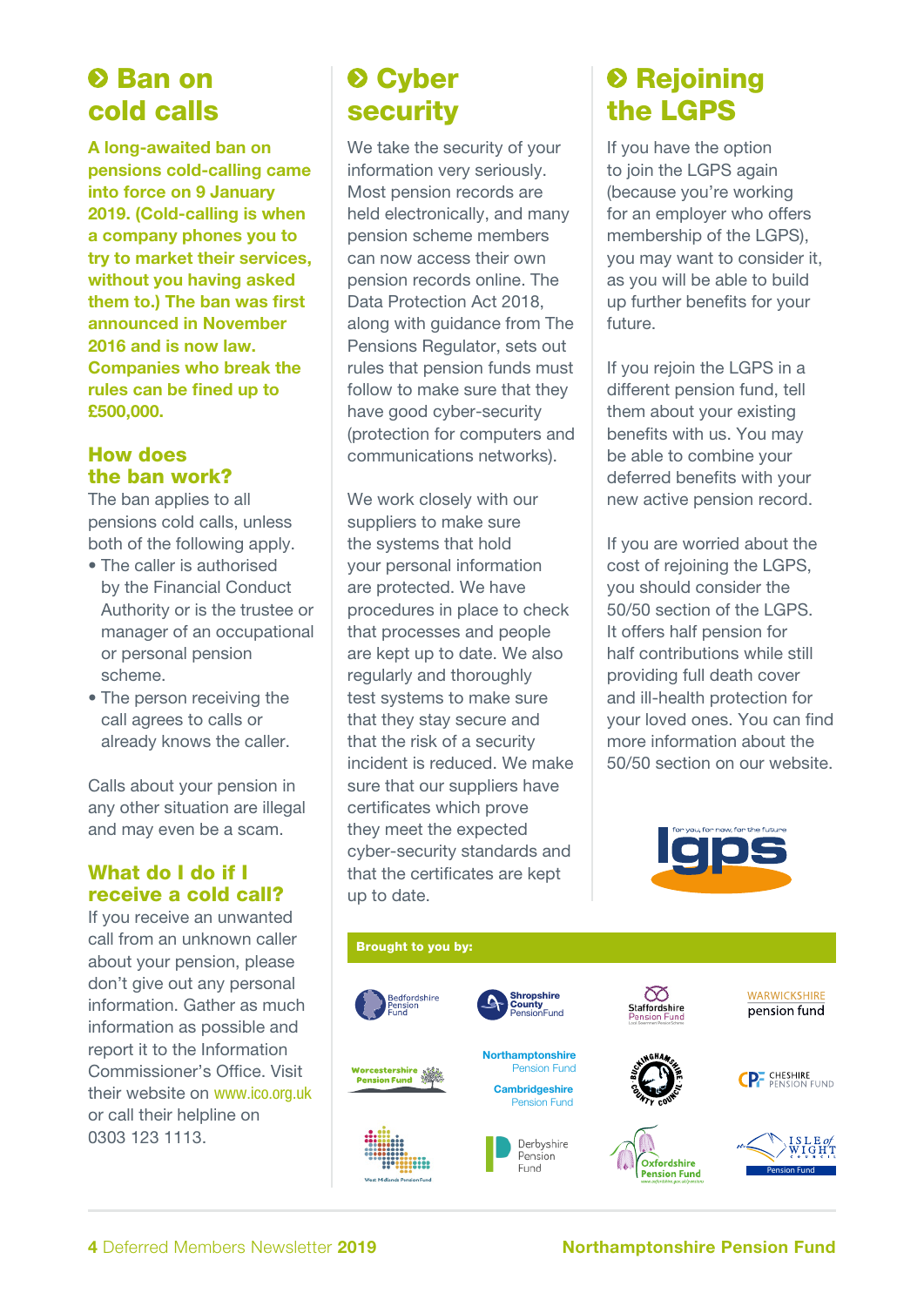## Ban on cold calls

**A long-awaited ban on pensions cold-calling came into force on 9 January 2019. (Cold-calling is when a company phones you to try to market their services, without you having asked them to.) The ban was first announced in November 2016 and is now law. Companies who break the rules can be fined up to £500,000.**

### How does the ban work?

The ban applies to all pensions cold calls, unless both of the following apply.

- The caller is authorised by the Financial Conduct Authority or is the trustee or manager of an occupational or personal pension scheme.
- The person receiving the call agrees to calls or already knows the caller.

Calls about your pension in any other situation are illegal and may even be a scam.

### What do I do if I receive a cold call?

If you receive an unwanted call from an unknown caller about your pension, please don't give out any personal information. Gather as much information as possible and report it to the Information Commissioner's Office. Visit their website on www.ico.org.uk or call their helpline on 0303 123 1113.

## Cyber security

We take the security of your information very seriously. Most pension records are held electronically, and many pension scheme members can now access their own pension records online. The Data Protection Act 2018, along with guidance from The Pensions Regulator, sets out rules that pension funds must follow to make sure that they have good cyber-security (protection for computers and communications networks).

We work closely with our suppliers to make sure the systems that hold your personal information are protected. We have procedures in place to check that processes and people are kept up to date. We also regularly and thoroughly test systems to make sure that they stay secure and that the risk of a security incident is reduced. We make sure that our suppliers have certificates which prove they meet the expected cyber-security standards and that the certificates are kept up to date.

## Rejoining the LGPS

If you have the option to join the LGPS again (because you're working for an employer who offers membership of the LGPS), you may want to consider it, as you will be able to build up further benefits for your future.

If you rejoin the LGPS in a different pension fund, tell them about your existing benefits with us. You may be able to combine your deferred benefits with your new active pension record.

If you are worried about the cost of rejoining the LGPS, you should consider the 50/50 section of the LGPS. It offers half pension for half contributions while still providing full death cover and ill-health protection for your loved ones. You can find more information about the 50/50 section on our website.

lgps — for you, for now, for the future

**Brought to you by:**

Bedfordshire Pension Fund · Shropshire County Pension Fund · Staffordshire Pension Fund · Warwickshire pension fund · Worcestershire Pension Fund · Northamptonshire Pension Fund · Cambridgeshire Pension Fund · Buckinghamshire County Council · Cheshire Pension Fund · West Midlands Pension Fund · Derbyshire Pension Fund · Oxfordshire Pension Fund · Isle of Wight Council Pension Fund